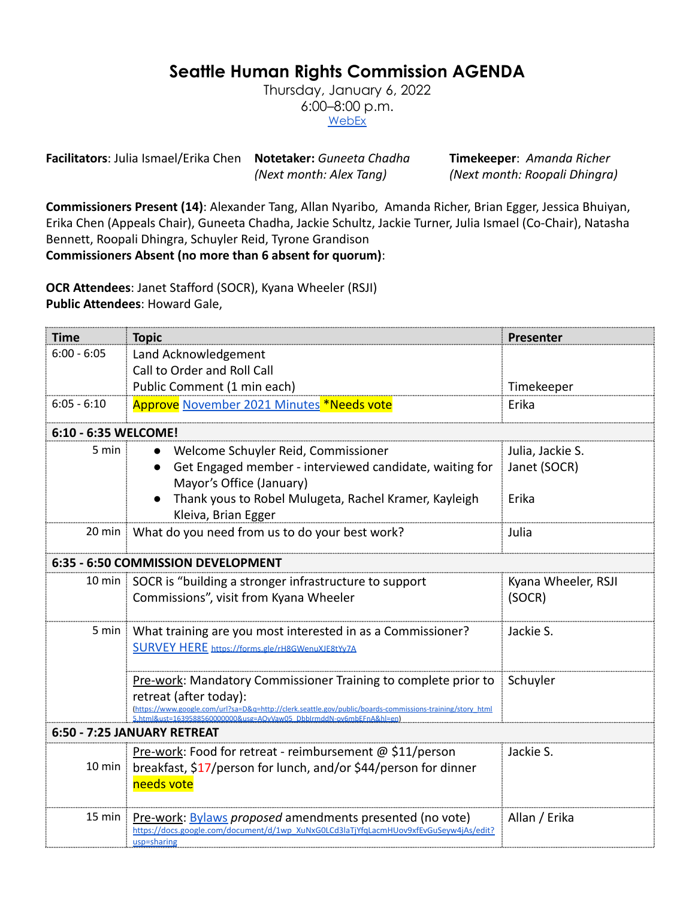# Seattle Human Rights Commission AGENDA

Thursday, January 6, 2022
6:00–8:00 p.m.
[WebEx]

**Facilitators**: Julia Ismael/Erika Chen **Notetaker:** *Guneeta Chadha (Next month: Alex Tang)* **Timekeeper**: *Amanda Richer (Next month: Roopali Dhingra)*

**Commissioners Present (14)**: Alexander Tang, Allan Nyaribo, Amanda Richer, Brian Egger, Jessica Bhuiyan, Erika Chen (Appeals Chair), Guneeta Chadha, Jackie Schultz, Jackie Turner, Julia Ismael (Co-Chair), Natasha Bennett, Roopali Dhingra, Schuyler Reid, Tyrone Grandison
**Commissioners Absent (no more than 6 absent for quorum)**:

**OCR Attendees**: Janet Stafford (SOCR), Kyana Wheeler (RSJI)
**Public Attendees**: Howard Gale,

| Time | Topic | Presenter |
|---|---|---|
| 6:00 - 6:05 | Land Acknowledgement<br>Call to Order and Roll Call<br>Public Comment (1 min each) | Timekeeper |
| 6:05 - 6:10 | Approve November 2021 Minutes *Needs vote | Erika |
| **6:10 - 6:35 WELCOME!** | | |
| 5 min | • Welcome Schuyler Reid, Commissioner<br>• Get Engaged member - interviewed candidate, waiting for Mayor's Office (January)<br>• Thank yous to Robel Mulugeta, Rachel Kramer, Kayleigh Kleiva, Brian Egger | Julia, Jackie S.<br>Janet (SOCR)<br>Erika |
| 20 min | What do you need from us to do your best work? | Julia |
| **6:35 - 6:50 COMMISSION DEVELOPMENT** | | |
| 10 min | SOCR is "building a stronger infrastructure to support Commissions", visit from Kyana Wheeler | Kyana Wheeler, RSJI (SOCR) |
| 5 min | What training are you most interested in as a Commissioner? SURVEY HERE https://forms.gle/rH8GWenuXJE8tYv7A | Jackie S. |
| | Pre-work: Mandatory Commissioner Training to complete prior to retreat (after today): (https://www.google.com/url?sa=D&q=http://clerk.seattle.gov/public/boards-commissions-training/story_html5.html&ust=1639588560000000&usg=AOvVaw05_DbbIrmddN-ov6mbEFnA&hl=en) | Schuyler |
| **6:50 - 7:25 JANUARY RETREAT** | | |
| 10 min | Pre-work: Food for retreat - reimbursement @ $11/person breakfast, $17/person for lunch, and/or $44/person for dinner needs vote | Jackie S. |
| 15 min | Pre-work: Bylaws *proposed* amendments presented (no vote) https://docs.google.com/document/d/1wp_XuNxG0LCd3laTjYfqLacmHUov9xfEvGuSeyw4jAs/edit?usp=sharing | Allan / Erika |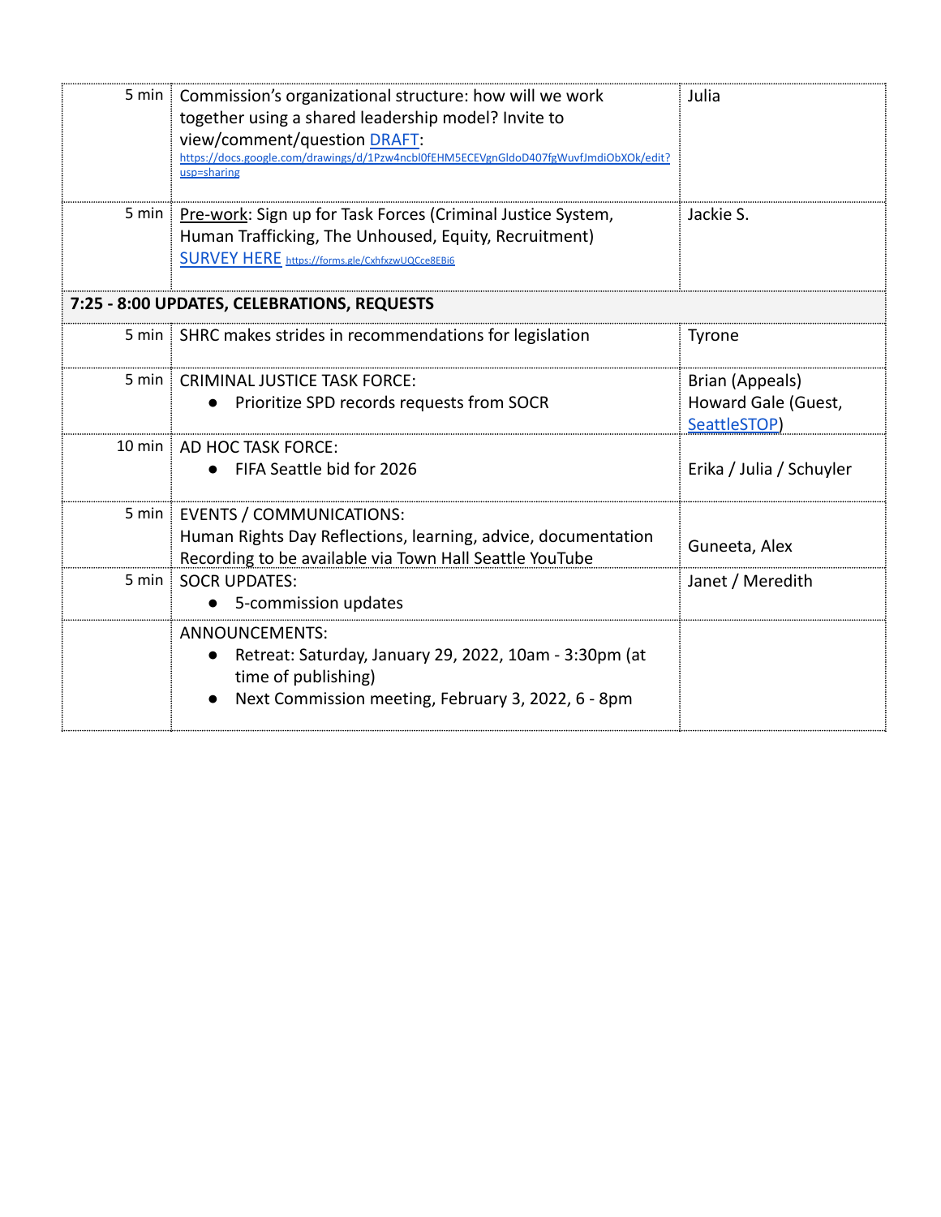| | | |
|---|---|---|
| 5 min | Commission's organizational structure: how will we work together using a shared leadership model? Invite to view/comment/question DRAFT: https://docs.google.com/drawings/d/1Pzw4ncbl0fEHM5ECEVgnGldoD407fgWuvfJmdiObXOk/edit?usp=sharing | Julia |
| 5 min | Pre-work: Sign up for Task Forces (Criminal Justice System, Human Trafficking, The Unhoused, Equity, Recruitment) SURVEY HERE https://forms.gle/CxhfxzwUQCce8EBi6 | Jackie S. |
| **7:25 - 8:00 UPDATES, CELEBRATIONS, REQUESTS** | | |
| 5 min | SHRC makes strides in recommendations for legislation | Tyrone |
| 5 min | CRIMINAL JUSTICE TASK FORCE:<br>● Prioritize SPD records requests from SOCR | Brian (Appeals)<br>Howard Gale (Guest, SeattleSTOP) |
| 10 min | AD HOC TASK FORCE:<br>● FIFA Seattle bid for 2026 | Erika / Julia / Schuyler |
| 5 min | EVENTS / COMMUNICATIONS:<br>Human Rights Day Reflections, learning, advice, documentation<br>Recording to be available via Town Hall Seattle YouTube | Guneeta, Alex |
| 5 min | SOCR UPDATES:<br>● 5-commission updates | Janet / Meredith |
| | ANNOUNCEMENTS:<br>● Retreat: Saturday, January 29, 2022, 10am - 3:30pm (at time of publishing)<br>● Next Commission meeting, February 3, 2022, 6 - 8pm | |